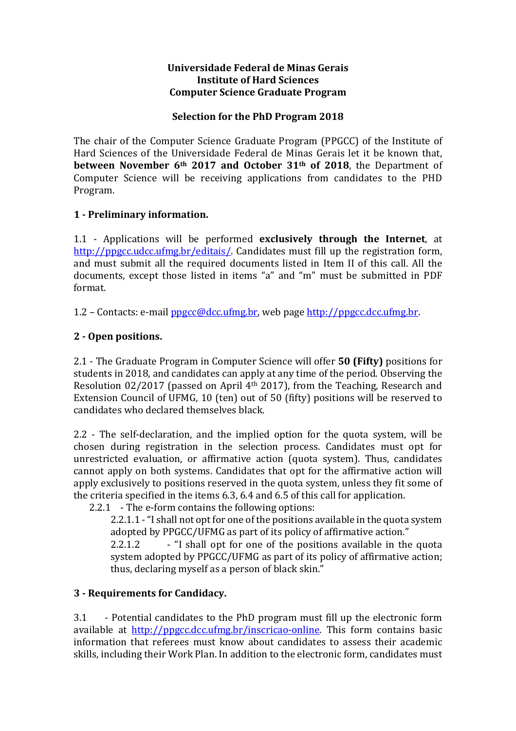**Universidade Federal de Minas Gerais**
**Institute of Hard Sciences**
**Computer Science Graduate Program**

**Selection for the PhD Program 2018**

The chair of the Computer Science Graduate Program (PPGCC) of the Institute of Hard Sciences of the Universidade Federal de Minas Gerais let it be known that, **between November 6th 2017 and October 31th of 2018**, the Department of Computer Science will be receiving applications from candidates to the PHD Program.

## 1 - Preliminary information.

1.1 - Applications will be performed **exclusively through the Internet**, at http://ppgcc.udcc.ufmg.br/editais/. Candidates must fill up the registration form, and must submit all the required documents listed in Item II of this call. All the documents, except those listed in items "a" and "m" must be submitted in PDF format.

1.2 – Contacts: e-mail ppgcc@dcc.ufmg.br, web page http://ppgcc.dcc.ufmg.br.

## 2 - Open positions.

2.1 - The Graduate Program in Computer Science will offer **50 (Fifty)** positions for students in 2018, and candidates can apply at any time of the period. Observing the Resolution 02/2017 (passed on April 4th 2017), from the Teaching, Research and Extension Council of UFMG, 10 (ten) out of 50 (fifty) positions will be reserved to candidates who declared themselves black.

2.2 - The self-declaration, and the implied option for the quota system, will be chosen during registration in the selection process. Candidates must opt for unrestricted evaluation, or affirmative action (quota system). Thus, candidates cannot apply on both systems. Candidates that opt for the affirmative action will apply exclusively to positions reserved in the quota system, unless they fit some of the criteria specified in the items 6.3, 6.4 and 6.5 of this call for application.

2.2.1 - The e-form contains the following options:

2.2.1.1 - "I shall not opt for one of the positions available in the quota system adopted by PPGCC/UFMG as part of its policy of affirmative action."

2.2.1.2 - "I shall opt for one of the positions available in the quota system adopted by PPGCC/UFMG as part of its policy of affirmative action; thus, declaring myself as a person of black skin."

## 3 - Requirements for Candidacy.

3.1 - Potential candidates to the PhD program must fill up the electronic form available at http://ppgcc.dcc.ufmg.br/inscricao-online. This form contains basic information that referees must know about candidates to assess their academic skills, including their Work Plan. In addition to the electronic form, candidates must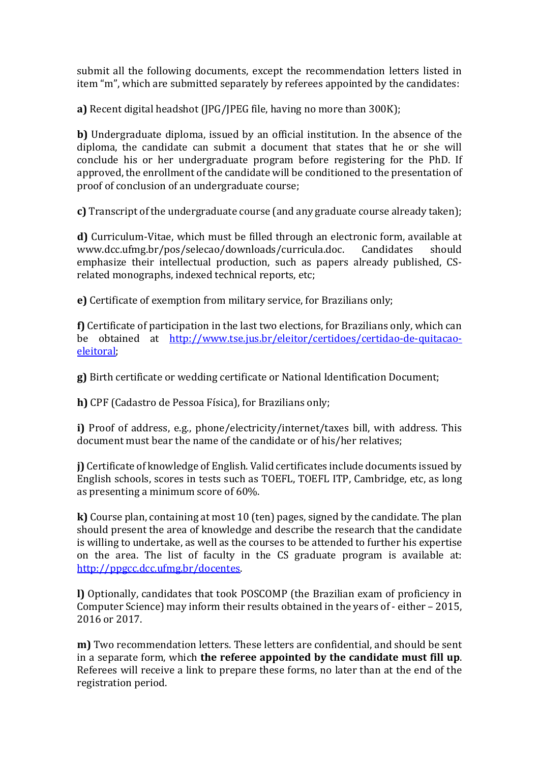submit all the following documents, except the recommendation letters listed in item "m", which are submitted separately by referees appointed by the candidates:

**a)** Recent digital headshot (JPG/JPEG file, having no more than 300K);

**b)** Undergraduate diploma, issued by an official institution. In the absence of the diploma, the candidate can submit a document that states that he or she will conclude his or her undergraduate program before registering for the PhD. If approved, the enrollment of the candidate will be conditioned to the presentation of proof of conclusion of an undergraduate course;

**c)** Transcript of the undergraduate course (and any graduate course already taken);

**d)** Curriculum-Vitae, which must be filled through an electronic form, available at www.dcc.ufmg.br/pos/selecao/downloads/curricula.doc. Candidates should emphasize their intellectual production, such as papers already published, CS-related monographs, indexed technical reports, etc;

**e)** Certificate of exemption from military service, for Brazilians only;

**f)** Certificate of participation in the last two elections, for Brazilians only, which can be obtained at http://www.tse.jus.br/eleitor/certidoes/certidao-de-quitacao-eleitoral;

**g)** Birth certificate or wedding certificate or National Identification Document;

**h)** CPF (Cadastro de Pessoa Física), for Brazilians only;

**i)** Proof of address, e.g., phone/electricity/internet/taxes bill, with address. This document must bear the name of the candidate or of his/her relatives;

**j)** Certificate of knowledge of English. Valid certificates include documents issued by English schools, scores in tests such as TOEFL, TOEFL ITP, Cambridge, etc, as long as presenting a minimum score of 60%.

**k)** Course plan, containing at most 10 (ten) pages, signed by the candidate. The plan should present the area of knowledge and describe the research that the candidate is willing to undertake, as well as the courses to be attended to further his expertise on the area. The list of faculty in the CS graduate program is available at: http://ppgcc.dcc.ufmg.br/docentes.

**l)** Optionally, candidates that took POSCOMP (the Brazilian exam of proficiency in Computer Science) may inform their results obtained in the years of - either – 2015, 2016 or 2017.

**m)** Two recommendation letters. These letters are confidential, and should be sent in a separate form, which **the referee appointed by the candidate must fill up**. Referees will receive a link to prepare these forms, no later than at the end of the registration period.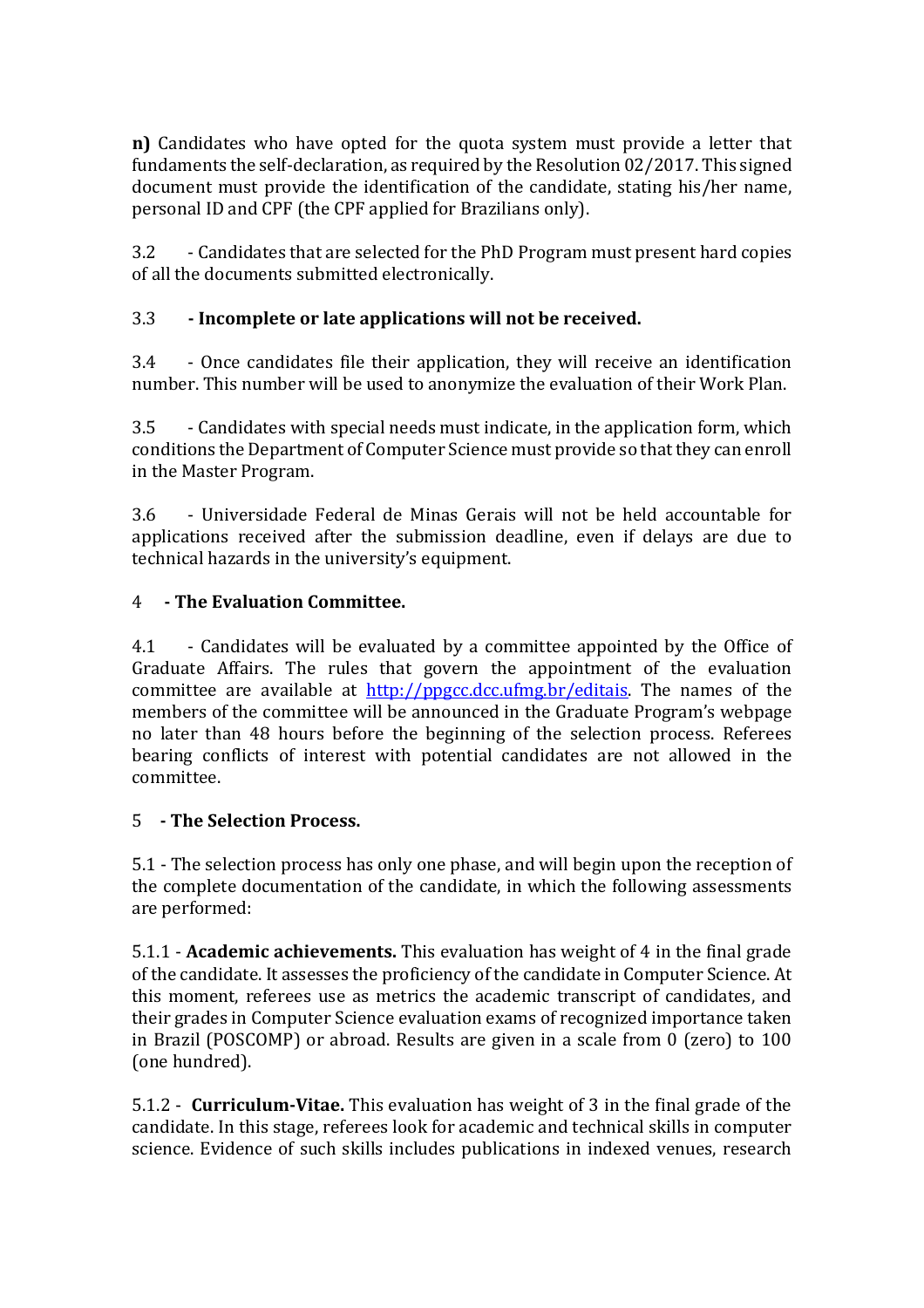**n)** Candidates who have opted for the quota system must provide a letter that fundaments the self-declaration, as required by the Resolution 02/2017. This signed document must provide the identification of the candidate, stating his/her name, personal ID and CPF (the CPF applied for Brazilians only).

3.2 - Candidates that are selected for the PhD Program must present hard copies of all the documents submitted electronically.

3.3 **- Incomplete or late applications will not be received.**

3.4 - Once candidates file their application, they will receive an identification number. This number will be used to anonymize the evaluation of their Work Plan.

3.5 - Candidates with special needs must indicate, in the application form, which conditions the Department of Computer Science must provide so that they can enroll in the Master Program.

3.6 - Universidade Federal de Minas Gerais will not be held accountable for applications received after the submission deadline, even if delays are due to technical hazards in the university's equipment.

## 4 - The Evaluation Committee.

4.1 - Candidates will be evaluated by a committee appointed by the Office of Graduate Affairs. The rules that govern the appointment of the evaluation committee are available at [http://ppgcc.dcc.ufmg.br/editais](http://ppgcc.dcc.ufmg.br/editais). The names of the members of the committee will be announced in the Graduate Program's webpage no later than 48 hours before the beginning of the selection process. Referees bearing conflicts of interest with potential candidates are not allowed in the committee.

## 5 - The Selection Process.

5.1 - The selection process has only one phase, and will begin upon the reception of the complete documentation of the candidate, in which the following assessments are performed:

5.1.1 - **Academic achievements.** This evaluation has weight of 4 in the final grade of the candidate. It assesses the proficiency of the candidate in Computer Science. At this moment, referees use as metrics the academic transcript of candidates, and their grades in Computer Science evaluation exams of recognized importance taken in Brazil (POSCOMP) or abroad. Results are given in a scale from 0 (zero) to 100 (one hundred).

5.1.2 - **Curriculum-Vitae.** This evaluation has weight of 3 in the final grade of the candidate. In this stage, referees look for academic and technical skills in computer science. Evidence of such skills includes publications in indexed venues, research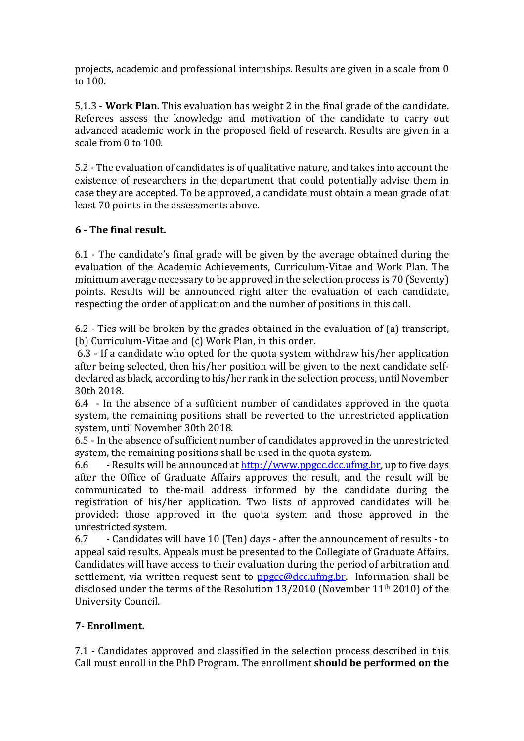projects, academic and professional internships. Results are given in a scale from 0 to 100.

5.1.3 - **Work Plan.** This evaluation has weight 2 in the final grade of the candidate. Referees assess the knowledge and motivation of the candidate to carry out advanced academic work in the proposed field of research. Results are given in a scale from 0 to 100.

5.2 - The evaluation of candidates is of qualitative nature, and takes into account the existence of researchers in the department that could potentially advise them in case they are accepted. To be approved, a candidate must obtain a mean grade of at least 70 points in the assessments above.

## 6 - The final result.

6.1 - The candidate's final grade will be given by the average obtained during the evaluation of the Academic Achievements, Curriculum-Vitae and Work Plan. The minimum average necessary to be approved in the selection process is 70 (Seventy) points. Results will be announced right after the evaluation of each candidate, respecting the order of application and the number of positions in this call.

6.2 - Ties will be broken by the grades obtained in the evaluation of (a) transcript, (b) Curriculum-Vitae and (c) Work Plan, in this order.

6.3 - If a candidate who opted for the quota system withdraw his/her application after being selected, then his/her position will be given to the next candidate self-declared as black, according to his/her rank in the selection process, until November 30th 2018.

6.4 - In the absence of a sufficient number of candidates approved in the quota system, the remaining positions shall be reverted to the unrestricted application system, until November 30th 2018.

6.5 - In the absence of sufficient number of candidates approved in the unrestricted system, the remaining positions shall be used in the quota system.

6.6 - Results will be announced at http://www.ppgcc.dcc.ufmg.br, up to five days after the Office of Graduate Affairs approves the result, and the result will be communicated to the-mail address informed by the candidate during the registration of his/her application. Two lists of approved candidates will be provided: those approved in the quota system and those approved in the unrestricted system.

6.7 - Candidates will have 10 (Ten) days - after the announcement of results - to appeal said results. Appeals must be presented to the Collegiate of Graduate Affairs. Candidates will have access to their evaluation during the period of arbitration and settlement, via written request sent to ppgcc@dcc.ufmg.br. Information shall be disclosed under the terms of the Resolution 13/2010 (November 11th 2010) of the University Council.

## 7- Enrollment.

7.1 - Candidates approved and classified in the selection process described in this Call must enroll in the PhD Program. The enrollment **should be performed on the**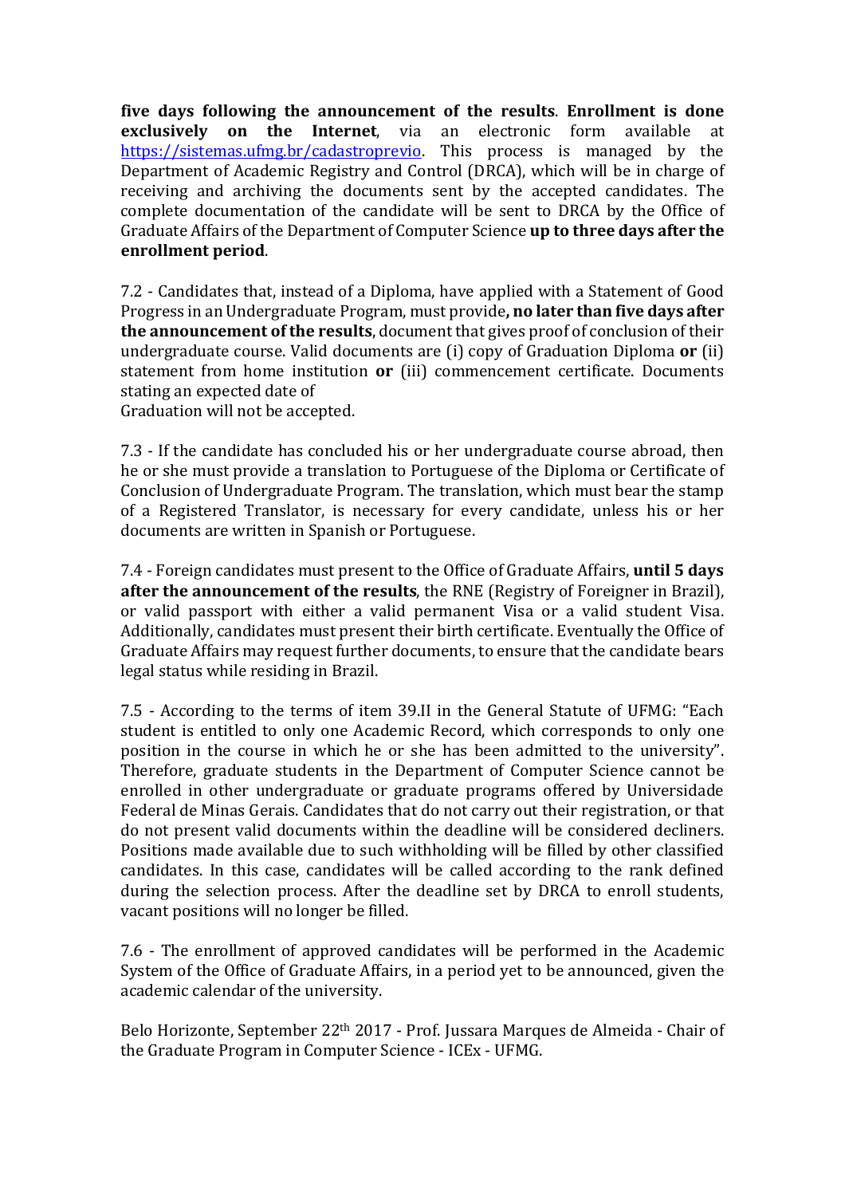**five days following the announcement of the results**. **Enrollment is done exclusively on the Internet**, via an electronic form available at https://sistemas.ufmg.br/cadastroprevio. This process is managed by the Department of Academic Registry and Control (DRCA), which will be in charge of receiving and archiving the documents sent by the accepted candidates. The complete documentation of the candidate will be sent to DRCA by the Office of Graduate Affairs of the Department of Computer Science **up to three days after the enrollment period**.

7.2 - Candidates that, instead of a Diploma, have applied with a Statement of Good Progress in an Undergraduate Program, must provide**, no later than five days after the announcement of the results**, document that gives proof of conclusion of their undergraduate course. Valid documents are (i) copy of Graduation Diploma **or** (ii) statement from home institution **or** (iii) commencement certificate. Documents stating an expected date of
Graduation will not be accepted.

7.3 - If the candidate has concluded his or her undergraduate course abroad, then he or she must provide a translation to Portuguese of the Diploma or Certificate of Conclusion of Undergraduate Program. The translation, which must bear the stamp of a Registered Translator, is necessary for every candidate, unless his or her documents are written in Spanish or Portuguese.

7.4 - Foreign candidates must present to the Office of Graduate Affairs, **until 5 days after the announcement of the results**, the RNE (Registry of Foreigner in Brazil), or valid passport with either a valid permanent Visa or a valid student Visa. Additionally, candidates must present their birth certificate. Eventually the Office of Graduate Affairs may request further documents, to ensure that the candidate bears legal status while residing in Brazil.

7.5 - According to the terms of item 39.II in the General Statute of UFMG: "Each student is entitled to only one Academic Record, which corresponds to only one position in the course in which he or she has been admitted to the university". Therefore, graduate students in the Department of Computer Science cannot be enrolled in other undergraduate or graduate programs offered by Universidade Federal de Minas Gerais. Candidates that do not carry out their registration, or that do not present valid documents within the deadline will be considered decliners. Positions made available due to such withholding will be filled by other classified candidates. In this case, candidates will be called according to the rank defined during the selection process. After the deadline set by DRCA to enroll students, vacant positions will no longer be filled.

7.6 - The enrollment of approved candidates will be performed in the Academic System of the Office of Graduate Affairs, in a period yet to be announced, given the academic calendar of the university.

Belo Horizonte, September 22th 2017 - Prof. Jussara Marques de Almeida - Chair of the Graduate Program in Computer Science - ICEx - UFMG.